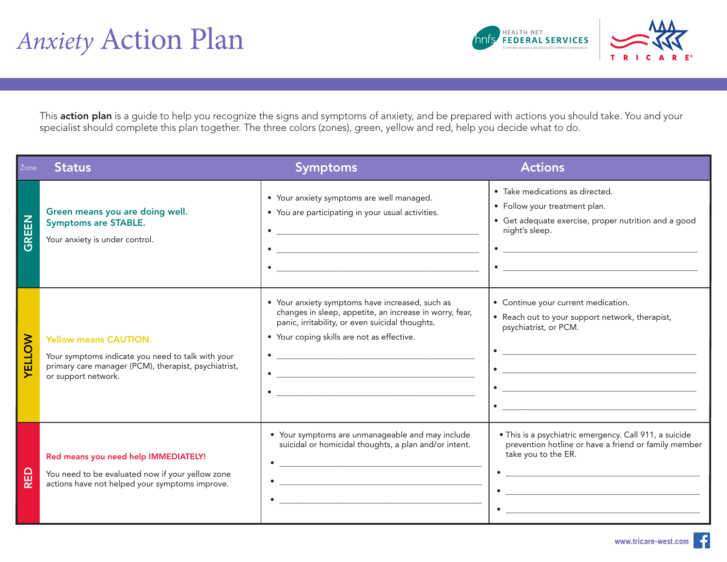# *Anxiety* Action Plan

HEALTH NET FEDERAL SERVICES
A wholly-owned subsidiary of Centene Corporation

TRICARE®

This **action plan** is a guide to help you recognize the signs and symptoms of anxiety, and be prepared with actions you should take. You and your specialist should complete this plan together. The three colors (zones), green, yellow and red, help you decide what to do.

| Zone | Status | Symptoms | Actions |
|---|---|---|---|
| GREEN | **Green means you are doing well. Symptoms are STABLE.**<br><br>Your anxiety is under control. | • Your anxiety symptoms are well managed.<br>• You are participating in your usual activities.<br>• ______________________<br>• ______________________<br>• ______________________ | • Take medications as directed.<br>• Follow your treatment plan.<br>• Get adequate exercise, proper nutrition and a good night's sleep.<br>• ______________________<br>• ______________________ |
| YELLOW | **Yellow means CAUTION.**<br><br>Your symptoms indicate you need to talk with your primary care manager (PCM), therapist, psychiatrist, or support network. | • Your anxiety symptoms have increased, such as changes in sleep, appetite, an increase in worry, fear, panic, irritability, or even suicidal thoughts.<br>• Your coping skills are not as effective.<br>• ______________________<br>• ______________________<br>• ______________________ | • Continue your current medication.<br>• Reach out to your support network, therapist, psychiatrist, or PCM.<br>• ______________________<br>• ______________________<br>• ______________________<br>• ______________________ |
| RED | **Red means you need help IMMEDIATELY!**<br><br>You need to be evaluated now if your yellow zone actions have not helped your symptoms improve. | • Your symptoms are unmanageable and may include suicidal or homicidal thoughts, a plan and/or intent.<br>• ______________________<br>• ______________________<br>• ______________________ | • This is a psychiatric emergency. Call 911, a suicide prevention hotline or have a friend or family member take you to the ER.<br>• ______________________<br>• ______________________<br>• ______________________ |

www.tricare-west.com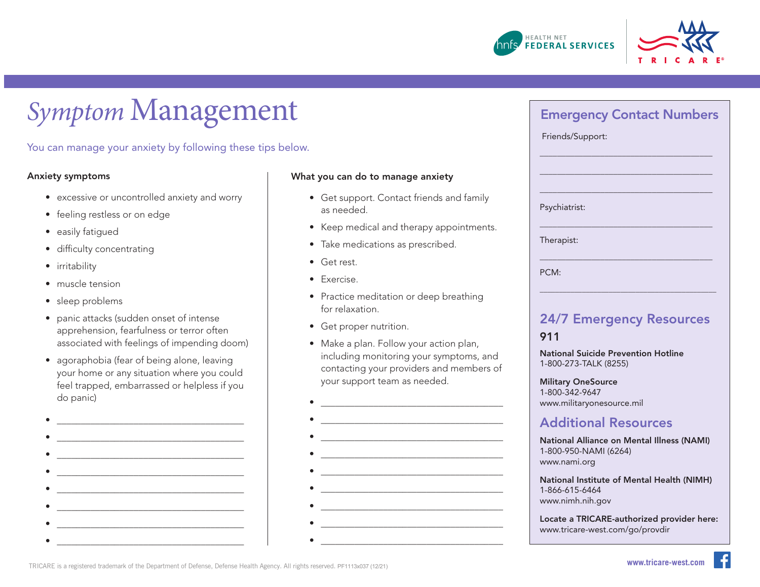# *Symptom* Management

You can manage your anxiety by following these tips below.

**Anxiety symptoms**

- excessive or uncontrolled anxiety and worry
- feeling restless or on edge
- easily fatigued
- difficulty concentrating
- irritability
- muscle tension
- sleep problems
- panic attacks (sudden onset of intense apprehension, fearfulness or terror often associated with feelings of impending doom)
- agoraphobia (fear of being alone, leaving your home or any situation where you could feel trapped, embarrassed or helpless if you do panic)
- ________________________________
- ________________________________
- ________________________________
- ________________________________
- ________________________________
- ________________________________
- ________________________________
- ________________________________

**What you can do to manage anxiety**

- Get support. Contact friends and family as needed.
- Keep medical and therapy appointments.
- Take medications as prescribed.
- Get rest.
- Exercise.
- Practice meditation or deep breathing for relaxation.
- Get proper nutrition.
- Make a plan. Follow your action plan, including monitoring your symptoms, and contacting your providers and members of your support team as needed.
- ________________________________
- ________________________________
- ________________________________
- ________________________________
- ________________________________
- ________________________________
- ________________________________
- ________________________________
- ________________________________

## Emergency Contact Numbers

Friends/Support:

________________________________

________________________________

________________________________

Psychiatrist:

________________________________

Therapist:

________________________________

PCM:

________________________________

## 24/7 Emergency Resources

**911**

**National Suicide Prevention Hotline**
1-800-273-TALK (8255)

**Military OneSource**
1-800-342-9647
www.militaryonesource.mil

## Additional Resources

**National Alliance on Mental Illness (NAMI)**
1-800-950-NAMI (6264)
www.nami.org

**National Institute of Mental Health (NIMH)**
1-866-615-6464
www.nimh.nih.gov

**Locate a TRICARE-authorized provider here:**
www.tricare-west.com/go/provdir

TRICARE is a registered trademark of the Department of Defense, Defense Health Agency. All rights reserved. PF1113x037 (12/21)

www.tricare-west.com